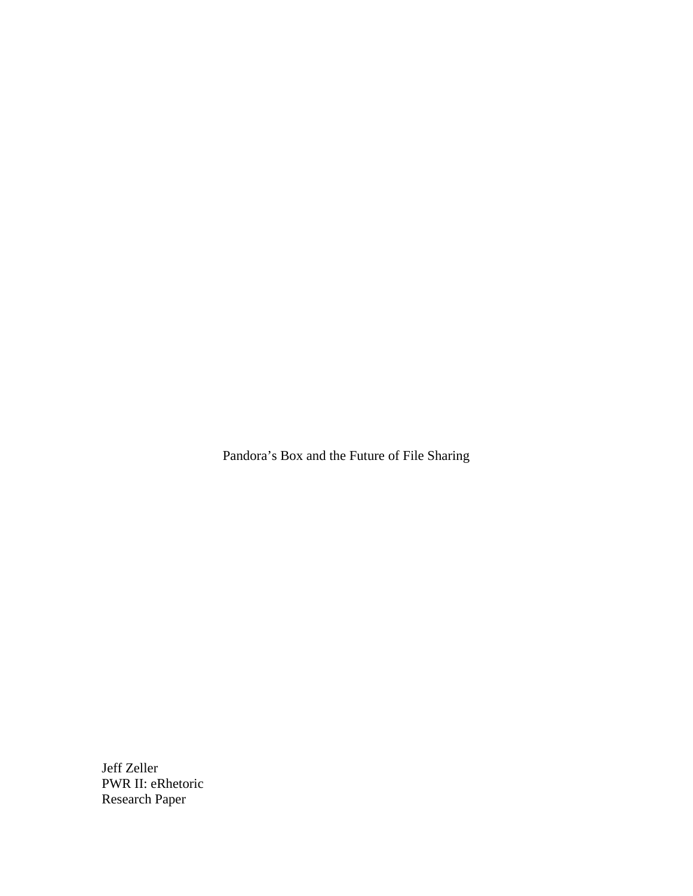# Pandora's Box and the Future of File Sharing

Jeff Zeller
PWR II: eRhetoric
Research Paper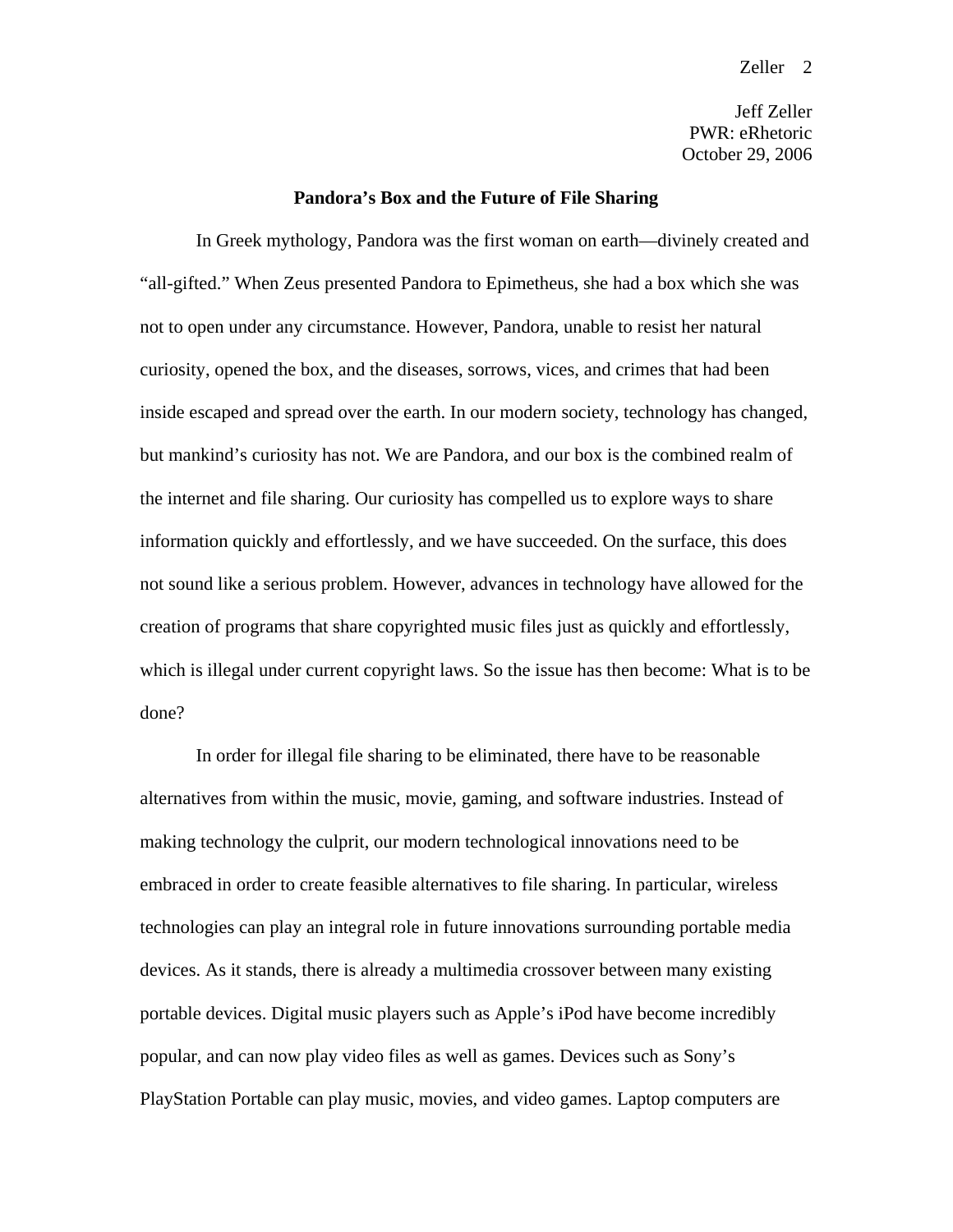Jeff Zeller
PWR: eRhetoric
October 29, 2006

**Pandora's Box and the Future of File Sharing**

In Greek mythology, Pandora was the first woman on earth—divinely created and "all-gifted." When Zeus presented Pandora to Epimetheus, she had a box which she was not to open under any circumstance. However, Pandora, unable to resist her natural curiosity, opened the box, and the diseases, sorrows, vices, and crimes that had been inside escaped and spread over the earth. In our modern society, technology has changed, but mankind's curiosity has not. We are Pandora, and our box is the combined realm of the internet and file sharing. Our curiosity has compelled us to explore ways to share information quickly and effortlessly, and we have succeeded. On the surface, this does not sound like a serious problem. However, advances in technology have allowed for the creation of programs that share copyrighted music files just as quickly and effortlessly, which is illegal under current copyright laws. So the issue has then become: What is to be done?

In order for illegal file sharing to be eliminated, there have to be reasonable alternatives from within the music, movie, gaming, and software industries. Instead of making technology the culprit, our modern technological innovations need to be embraced in order to create feasible alternatives to file sharing. In particular, wireless technologies can play an integral role in future innovations surrounding portable media devices. As it stands, there is already a multimedia crossover between many existing portable devices. Digital music players such as Apple's iPod have become incredibly popular, and can now play video files as well as games. Devices such as Sony's PlayStation Portable can play music, movies, and video games. Laptop computers are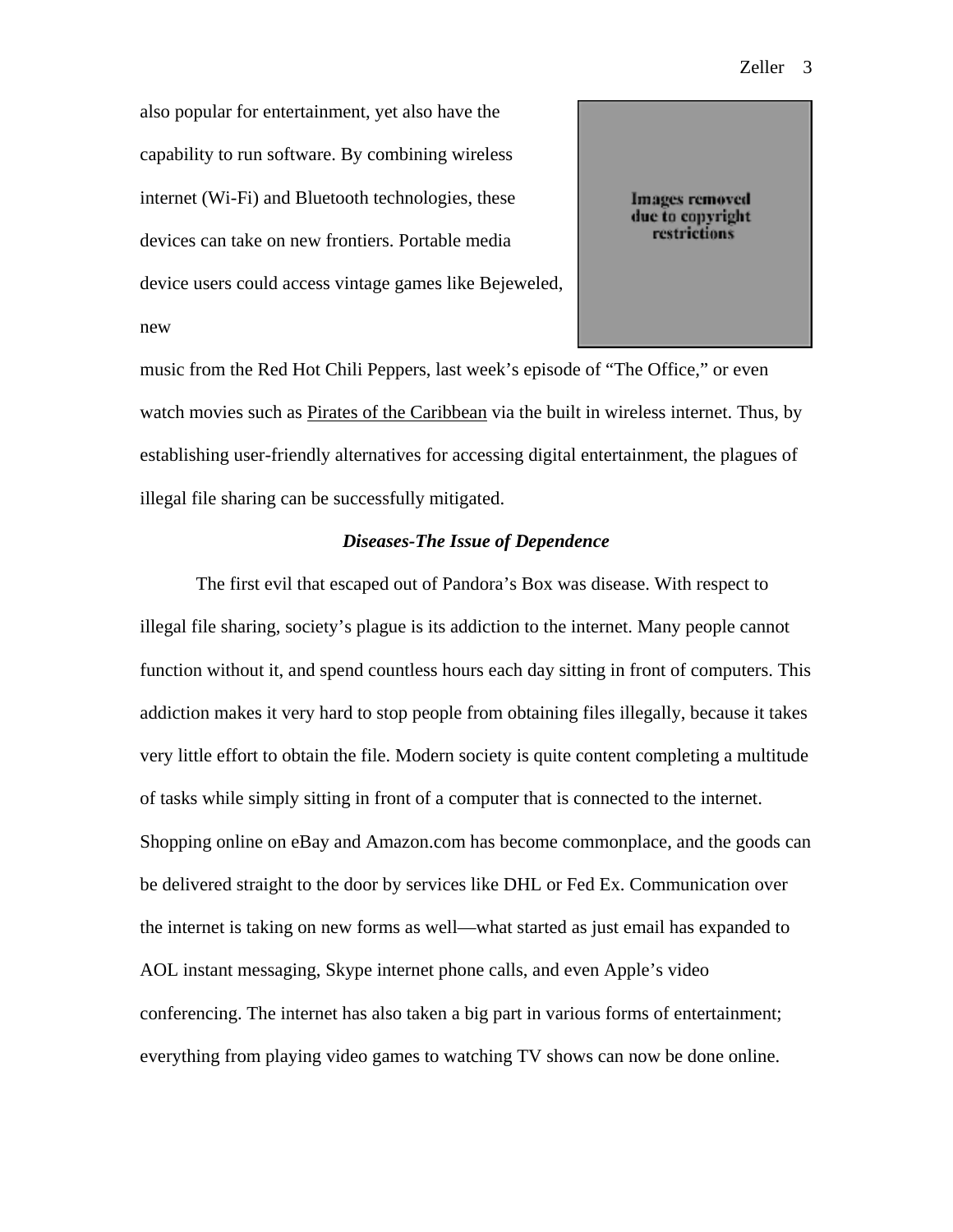also popular for entertainment, yet also have the capability to run software. By combining wireless internet (Wi-Fi) and Bluetooth technologies, these devices can take on new frontiers. Portable media device users could access vintage games like Bejeweled, new music from the Red Hot Chili Peppers, last week's episode of "The Office," or even watch movies such as Pirates of the Caribbean via the built in wireless internet. Thus, by establishing user-friendly alternatives for accessing digital entertainment, the plagues of illegal file sharing can be successfully mitigated.

Images removed due to copyright restrictions

### *Diseases-The Issue of Dependence*

The first evil that escaped out of Pandora's Box was disease. With respect to illegal file sharing, society's plague is its addiction to the internet. Many people cannot function without it, and spend countless hours each day sitting in front of computers. This addiction makes it very hard to stop people from obtaining files illegally, because it takes very little effort to obtain the file. Modern society is quite content completing a multitude of tasks while simply sitting in front of a computer that is connected to the internet. Shopping online on eBay and Amazon.com has become commonplace, and the goods can be delivered straight to the door by services like DHL or Fed Ex. Communication over the internet is taking on new forms as well—what started as just email has expanded to AOL instant messaging, Skype internet phone calls, and even Apple's video conferencing. The internet has also taken a big part in various forms of entertainment; everything from playing video games to watching TV shows can now be done online.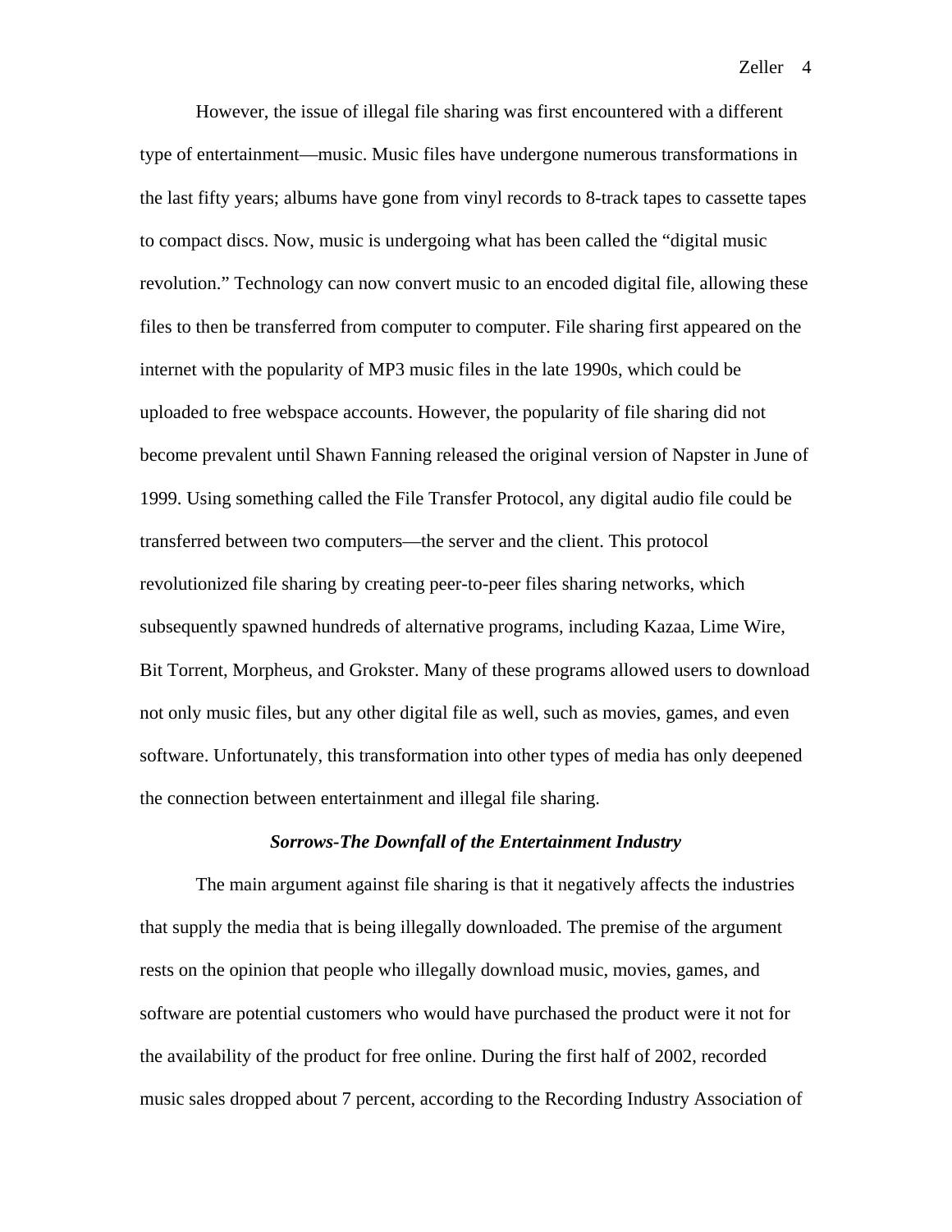However, the issue of illegal file sharing was first encountered with a different type of entertainment—music. Music files have undergone numerous transformations in the last fifty years; albums have gone from vinyl records to 8-track tapes to cassette tapes to compact discs. Now, music is undergoing what has been called the "digital music revolution." Technology can now convert music to an encoded digital file, allowing these files to then be transferred from computer to computer. File sharing first appeared on the internet with the popularity of MP3 music files in the late 1990s, which could be uploaded to free webspace accounts. However, the popularity of file sharing did not become prevalent until Shawn Fanning released the original version of Napster in June of 1999. Using something called the File Transfer Protocol, any digital audio file could be transferred between two computers—the server and the client. This protocol revolutionized file sharing by creating peer-to-peer files sharing networks, which subsequently spawned hundreds of alternative programs, including Kazaa, Lime Wire, Bit Torrent, Morpheus, and Grokster. Many of these programs allowed users to download not only music files, but any other digital file as well, such as movies, games, and even software. Unfortunately, this transformation into other types of media has only deepened the connection between entertainment and illegal file sharing.

### *Sorrows-The Downfall of the Entertainment Industry*

The main argument against file sharing is that it negatively affects the industries that supply the media that is being illegally downloaded. The premise of the argument rests on the opinion that people who illegally download music, movies, games, and software are potential customers who would have purchased the product were it not for the availability of the product for free online. During the first half of 2002, recorded music sales dropped about 7 percent, according to the Recording Industry Association of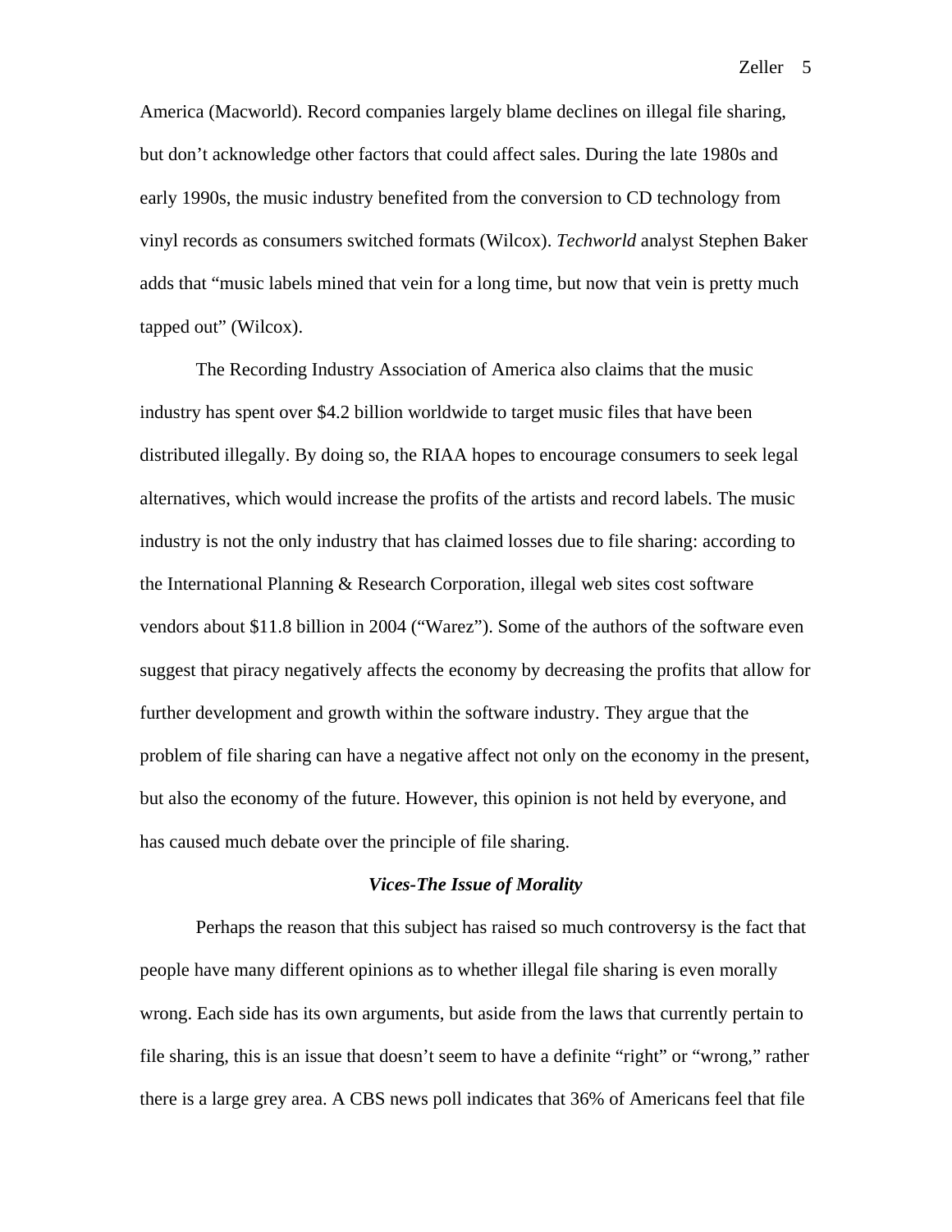America (Macworld). Record companies largely blame declines on illegal file sharing, but don't acknowledge other factors that could affect sales. During the late 1980s and early 1990s, the music industry benefited from the conversion to CD technology from vinyl records as consumers switched formats (Wilcox). *Techworld* analyst Stephen Baker adds that "music labels mined that vein for a long time, but now that vein is pretty much tapped out" (Wilcox).

The Recording Industry Association of America also claims that the music industry has spent over $4.2 billion worldwide to target music files that have been distributed illegally. By doing so, the RIAA hopes to encourage consumers to seek legal alternatives, which would increase the profits of the artists and record labels. The music industry is not the only industry that has claimed losses due to file sharing: according to the International Planning & Research Corporation, illegal web sites cost software vendors about $11.8 billion in 2004 ("Warez"). Some of the authors of the software even suggest that piracy negatively affects the economy by decreasing the profits that allow for further development and growth within the software industry. They argue that the problem of file sharing can have a negative affect not only on the economy in the present, but also the economy of the future. However, this opinion is not held by everyone, and has caused much debate over the principle of file sharing.

### ***Vices-The Issue of Morality***

Perhaps the reason that this subject has raised so much controversy is the fact that people have many different opinions as to whether illegal file sharing is even morally wrong. Each side has its own arguments, but aside from the laws that currently pertain to file sharing, this is an issue that doesn't seem to have a definite "right" or "wrong," rather there is a large grey area. A CBS news poll indicates that 36% of Americans feel that file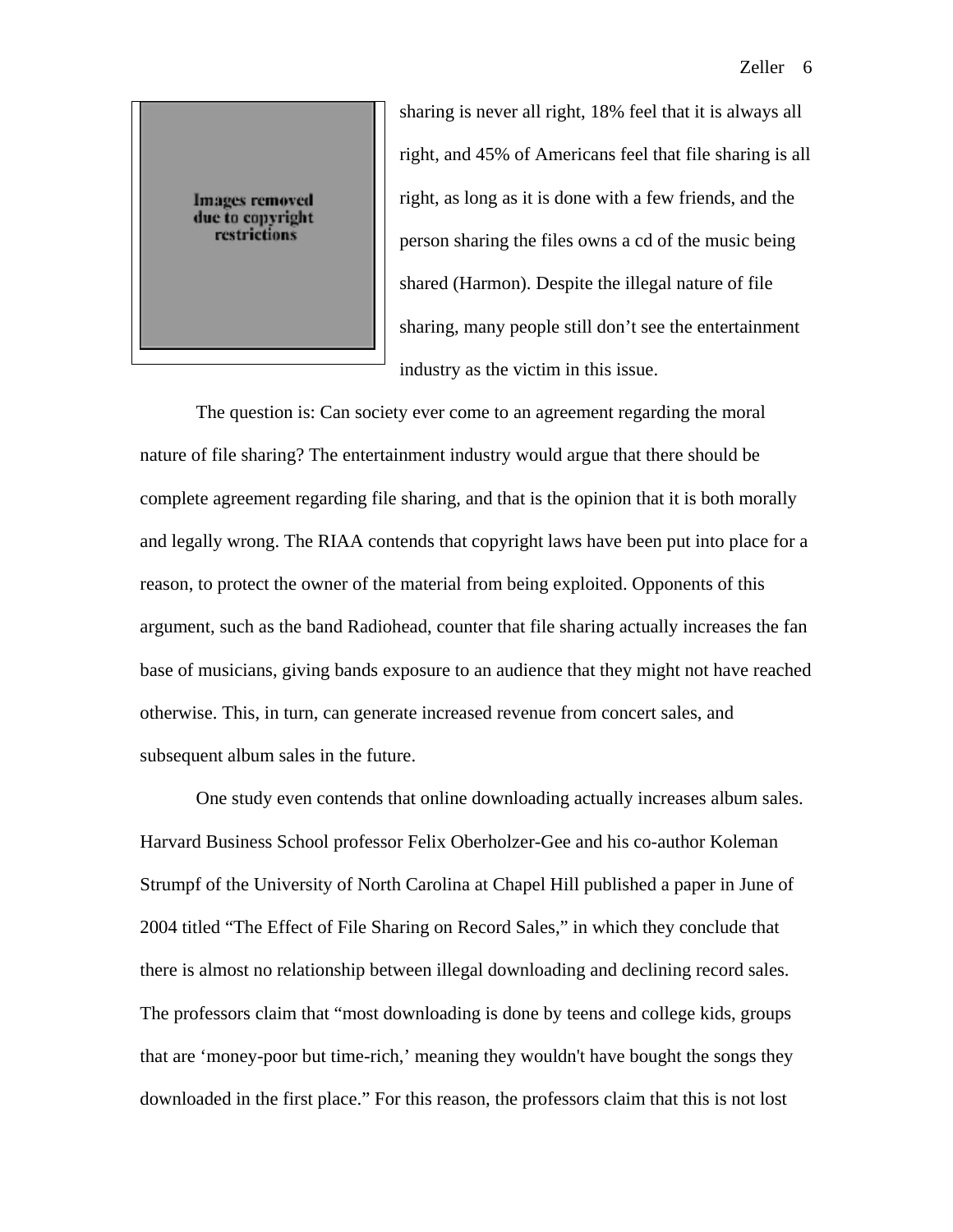sharing is never all right, 18% feel that it is always all right, and 45% of Americans feel that file sharing is all right, as long as it is done with a few friends, and the person sharing the files owns a cd of the music being shared (Harmon). Despite the illegal nature of file sharing, many people still don't see the entertainment industry as the victim in this issue.

Images removed due to copyright restrictions

The question is: Can society ever come to an agreement regarding the moral nature of file sharing? The entertainment industry would argue that there should be complete agreement regarding file sharing, and that is the opinion that it is both morally and legally wrong. The RIAA contends that copyright laws have been put into place for a reason, to protect the owner of the material from being exploited. Opponents of this argument, such as the band Radiohead, counter that file sharing actually increases the fan base of musicians, giving bands exposure to an audience that they might not have reached otherwise. This, in turn, can generate increased revenue from concert sales, and subsequent album sales in the future.

One study even contends that online downloading actually increases album sales. Harvard Business School professor Felix Oberholzer-Gee and his co-author Koleman Strumpf of the University of North Carolina at Chapel Hill published a paper in June of 2004 titled "The Effect of File Sharing on Record Sales," in which they conclude that there is almost no relationship between illegal downloading and declining record sales. The professors claim that "most downloading is done by teens and college kids, groups that are 'money-poor but time-rich,' meaning they wouldn't have bought the songs they downloaded in the first place." For this reason, the professors claim that this is not lost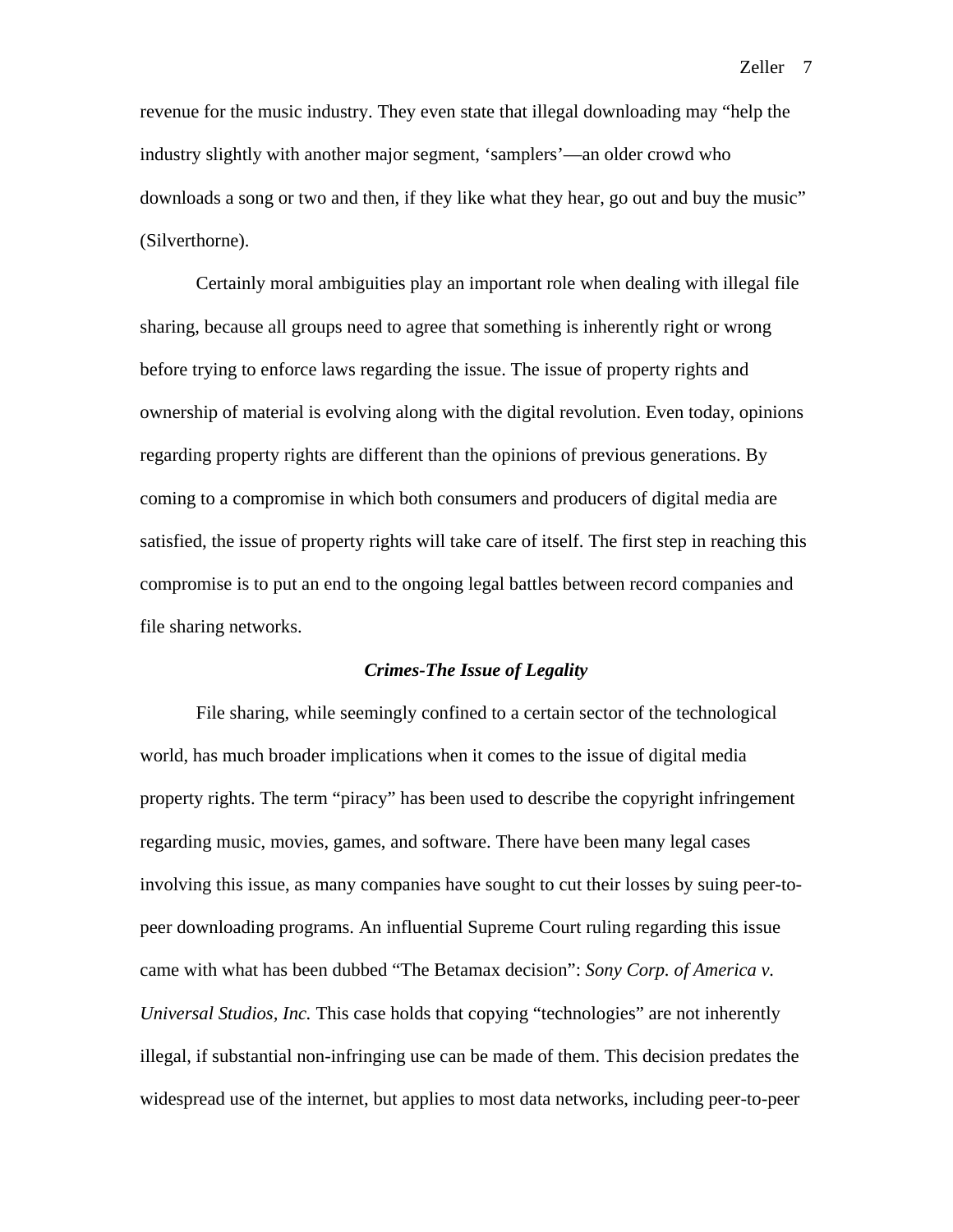revenue for the music industry. They even state that illegal downloading may "help the industry slightly with another major segment, 'samplers'—an older crowd who downloads a song or two and then, if they like what they hear, go out and buy the music" (Silverthorne).

Certainly moral ambiguities play an important role when dealing with illegal file sharing, because all groups need to agree that something is inherently right or wrong before trying to enforce laws regarding the issue. The issue of property rights and ownership of material is evolving along with the digital revolution. Even today, opinions regarding property rights are different than the opinions of previous generations. By coming to a compromise in which both consumers and producers of digital media are satisfied, the issue of property rights will take care of itself. The first step in reaching this compromise is to put an end to the ongoing legal battles between record companies and file sharing networks.

### ***Crimes-The Issue of Legality***

File sharing, while seemingly confined to a certain sector of the technological world, has much broader implications when it comes to the issue of digital media property rights. The term "piracy" has been used to describe the copyright infringement regarding music, movies, games, and software. There have been many legal cases involving this issue, as many companies have sought to cut their losses by suing peer-to-peer downloading programs. An influential Supreme Court ruling regarding this issue came with what has been dubbed "The Betamax decision": *Sony Corp. of America v. Universal Studios, Inc.* This case holds that copying "technologies" are not inherently illegal, if substantial non-infringing use can be made of them. This decision predates the widespread use of the internet, but applies to most data networks, including peer-to-peer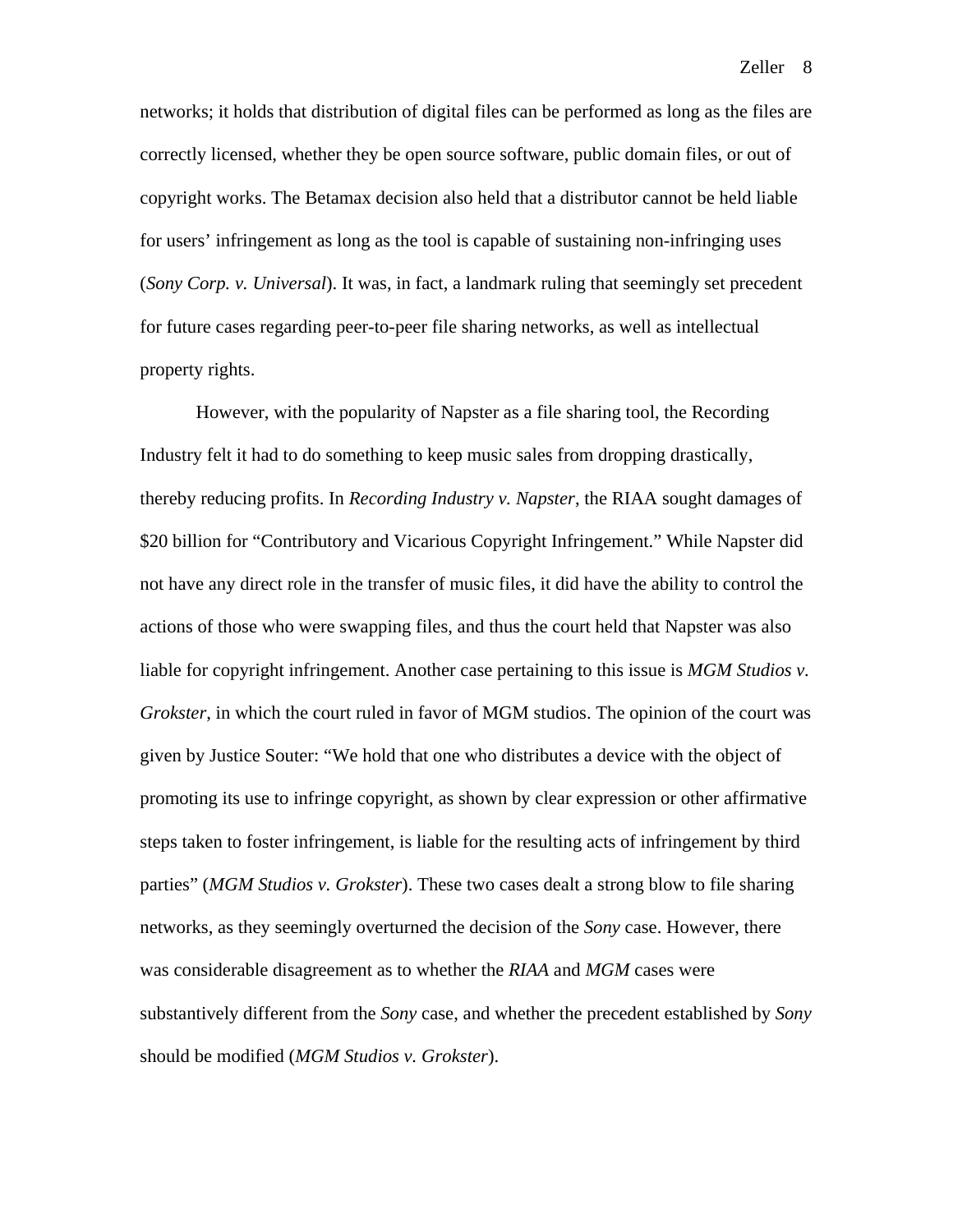networks; it holds that distribution of digital files can be performed as long as the files are correctly licensed, whether they be open source software, public domain files, or out of copyright works. The Betamax decision also held that a distributor cannot be held liable for users' infringement as long as the tool is capable of sustaining non-infringing uses (*Sony Corp. v. Universal*). It was, in fact, a landmark ruling that seemingly set precedent for future cases regarding peer-to-peer file sharing networks, as well as intellectual property rights.

However, with the popularity of Napster as a file sharing tool, the Recording Industry felt it had to do something to keep music sales from dropping drastically, thereby reducing profits. In *Recording Industry v. Napster*, the RIAA sought damages of $20 billion for "Contributory and Vicarious Copyright Infringement." While Napster did not have any direct role in the transfer of music files, it did have the ability to control the actions of those who were swapping files, and thus the court held that Napster was also liable for copyright infringement. Another case pertaining to this issue is *MGM Studios v. Grokster*, in which the court ruled in favor of MGM studios. The opinion of the court was given by Justice Souter: "We hold that one who distributes a device with the object of promoting its use to infringe copyright, as shown by clear expression or other affirmative steps taken to foster infringement, is liable for the resulting acts of infringement by third parties" (*MGM Studios v. Grokster*). These two cases dealt a strong blow to file sharing networks, as they seemingly overturned the decision of the *Sony* case. However, there was considerable disagreement as to whether the *RIAA* and *MGM* cases were substantively different from the *Sony* case, and whether the precedent established by *Sony* should be modified (*MGM Studios v. Grokster*).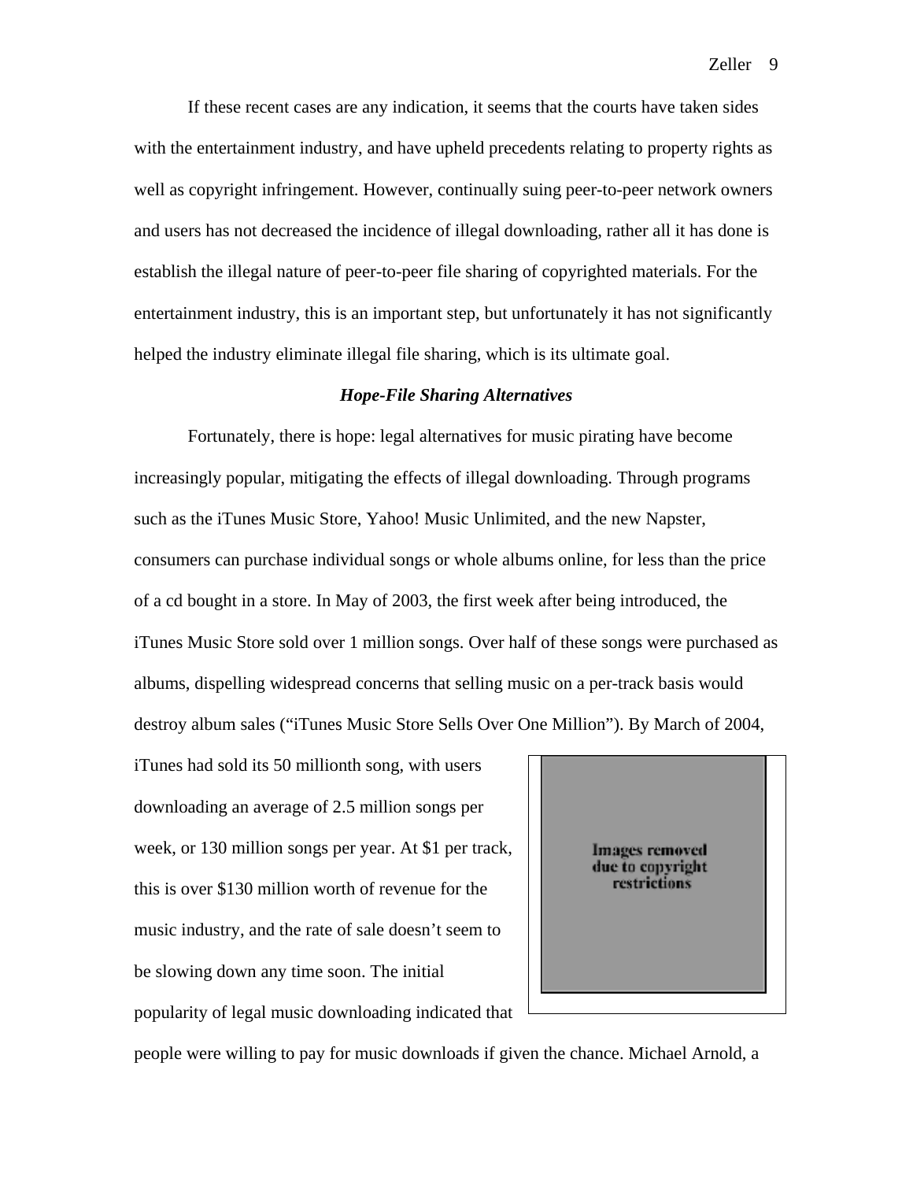If these recent cases are any indication, it seems that the courts have taken sides with the entertainment industry, and have upheld precedents relating to property rights as well as copyright infringement. However, continually suing peer-to-peer network owners and users has not decreased the incidence of illegal downloading, rather all it has done is establish the illegal nature of peer-to-peer file sharing of copyrighted materials. For the entertainment industry, this is an important step, but unfortunately it has not significantly helped the industry eliminate illegal file sharing, which is its ultimate goal.

### *Hope-File Sharing Alternatives*

Fortunately, there is hope: legal alternatives for music pirating have become increasingly popular, mitigating the effects of illegal downloading. Through programs such as the iTunes Music Store, Yahoo! Music Unlimited, and the new Napster, consumers can purchase individual songs or whole albums online, for less than the price of a cd bought in a store. In May of 2003, the first week after being introduced, the iTunes Music Store sold over 1 million songs. Over half of these songs were purchased as albums, dispelling widespread concerns that selling music on a per-track basis would destroy album sales ("iTunes Music Store Sells Over One Million"). By March of 2004, iTunes had sold its 50 millionth song, with users downloading an average of 2.5 million songs per week, or 130 million songs per year. At $1 per track, this is over $130 million worth of revenue for the music industry, and the rate of sale doesn't seem to be slowing down any time soon. The initial popularity of legal music downloading indicated that people were willing to pay for music downloads if given the chance. Michael Arnold, a

Images removed due to copyright restrictions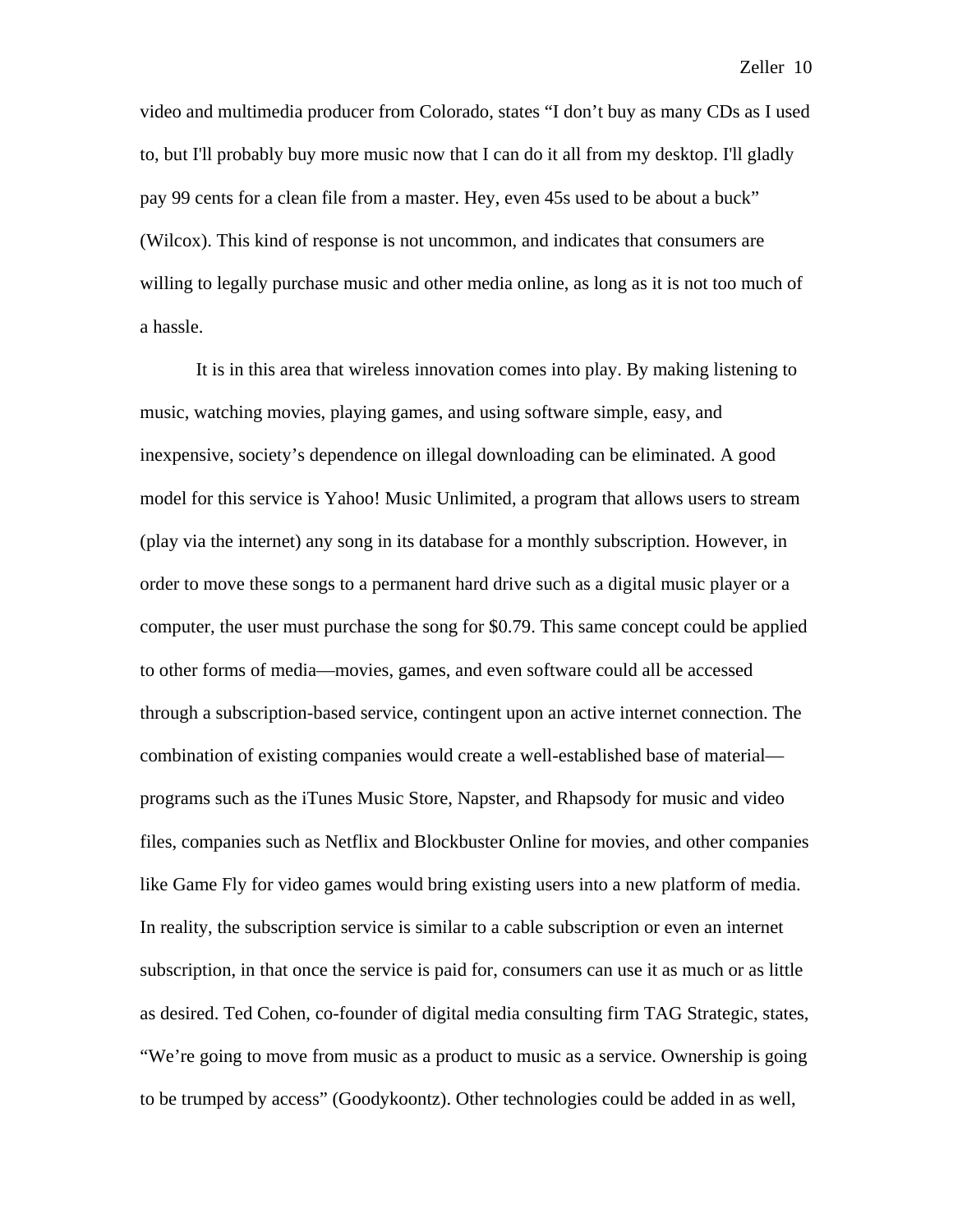video and multimedia producer from Colorado, states "I don't buy as many CDs as I used to, but I'll probably buy more music now that I can do it all from my desktop. I'll gladly pay 99 cents for a clean file from a master. Hey, even 45s used to be about a buck" (Wilcox). This kind of response is not uncommon, and indicates that consumers are willing to legally purchase music and other media online, as long as it is not too much of a hassle.

It is in this area that wireless innovation comes into play. By making listening to music, watching movies, playing games, and using software simple, easy, and inexpensive, society's dependence on illegal downloading can be eliminated. A good model for this service is Yahoo! Music Unlimited, a program that allows users to stream (play via the internet) any song in its database for a monthly subscription. However, in order to move these songs to a permanent hard drive such as a digital music player or a computer, the user must purchase the song for $0.79. This same concept could be applied to other forms of media—movies, games, and even software could all be accessed through a subscription-based service, contingent upon an active internet connection. The combination of existing companies would create a well-established base of material—programs such as the iTunes Music Store, Napster, and Rhapsody for music and video files, companies such as Netflix and Blockbuster Online for movies, and other companies like Game Fly for video games would bring existing users into a new platform of media. In reality, the subscription service is similar to a cable subscription or even an internet subscription, in that once the service is paid for, consumers can use it as much or as little as desired. Ted Cohen, co-founder of digital media consulting firm TAG Strategic, states, "We're going to move from music as a product to music as a service. Ownership is going to be trumped by access" (Goodykoontz). Other technologies could be added in as well,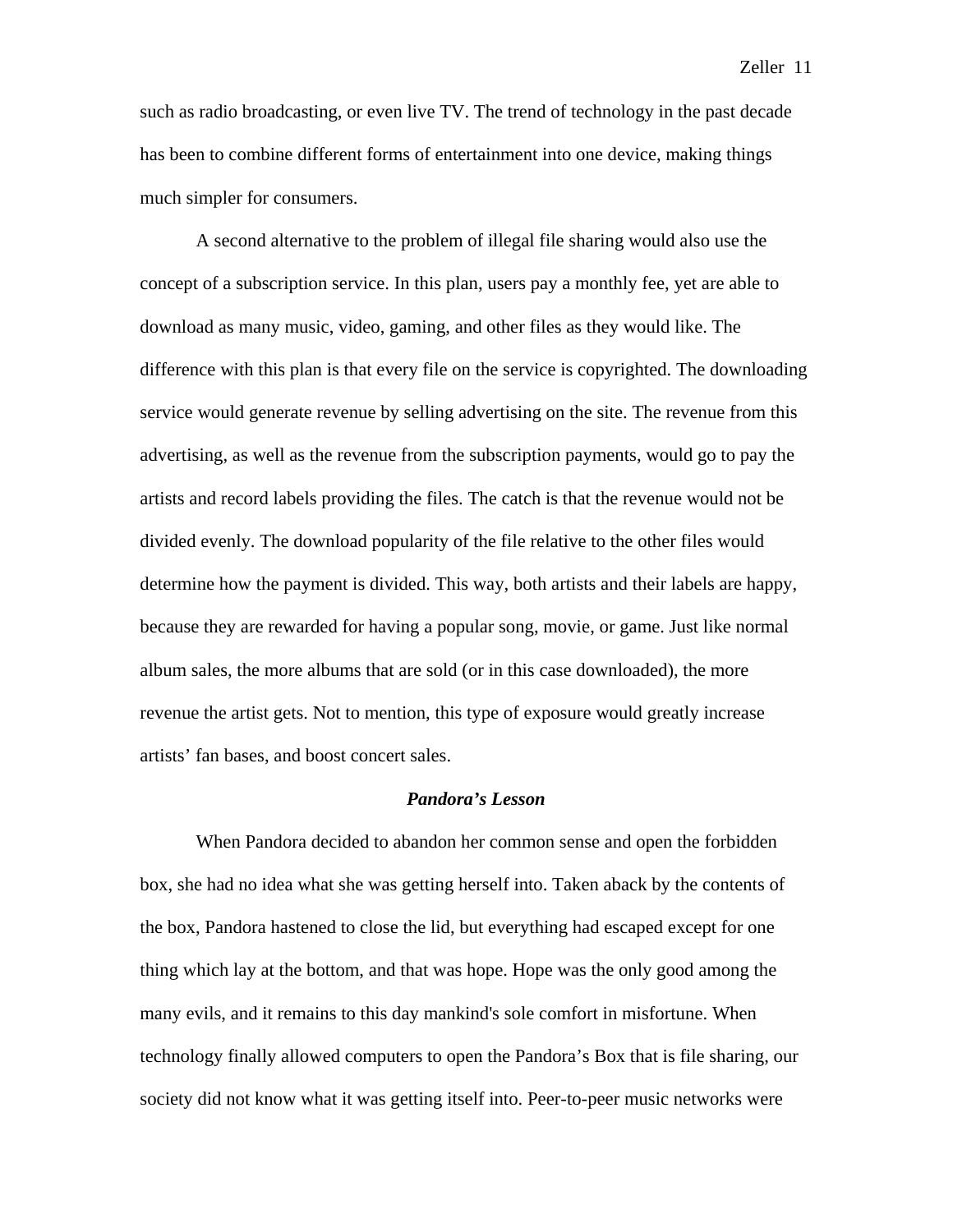such as radio broadcasting, or even live TV. The trend of technology in the past decade has been to combine different forms of entertainment into one device, making things much simpler for consumers.

A second alternative to the problem of illegal file sharing would also use the concept of a subscription service. In this plan, users pay a monthly fee, yet are able to download as many music, video, gaming, and other files as they would like. The difference with this plan is that every file on the service is copyrighted. The downloading service would generate revenue by selling advertising on the site. The revenue from this advertising, as well as the revenue from the subscription payments, would go to pay the artists and record labels providing the files. The catch is that the revenue would not be divided evenly. The download popularity of the file relative to the other files would determine how the payment is divided. This way, both artists and their labels are happy, because they are rewarded for having a popular song, movie, or game. Just like normal album sales, the more albums that are sold (or in this case downloaded), the more revenue the artist gets. Not to mention, this type of exposure would greatly increase artists' fan bases, and boost concert sales.

## ***Pandora's Lesson***

When Pandora decided to abandon her common sense and open the forbidden box, she had no idea what she was getting herself into. Taken aback by the contents of the box, Pandora hastened to close the lid, but everything had escaped except for one thing which lay at the bottom, and that was hope. Hope was the only good among the many evils, and it remains to this day mankind's sole comfort in misfortune. When technology finally allowed computers to open the Pandora's Box that is file sharing, our society did not know what it was getting itself into. Peer-to-peer music networks were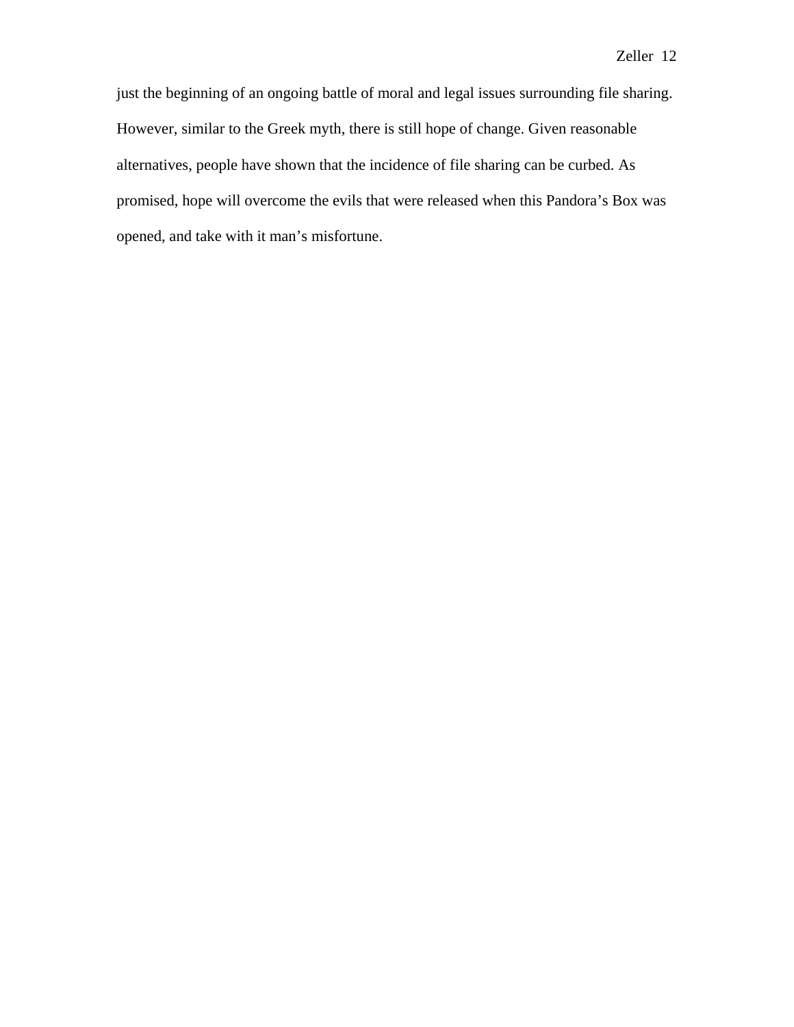just the beginning of an ongoing battle of moral and legal issues surrounding file sharing. However, similar to the Greek myth, there is still hope of change. Given reasonable alternatives, people have shown that the incidence of file sharing can be curbed. As promised, hope will overcome the evils that were released when this Pandora's Box was opened, and take with it man's misfortune.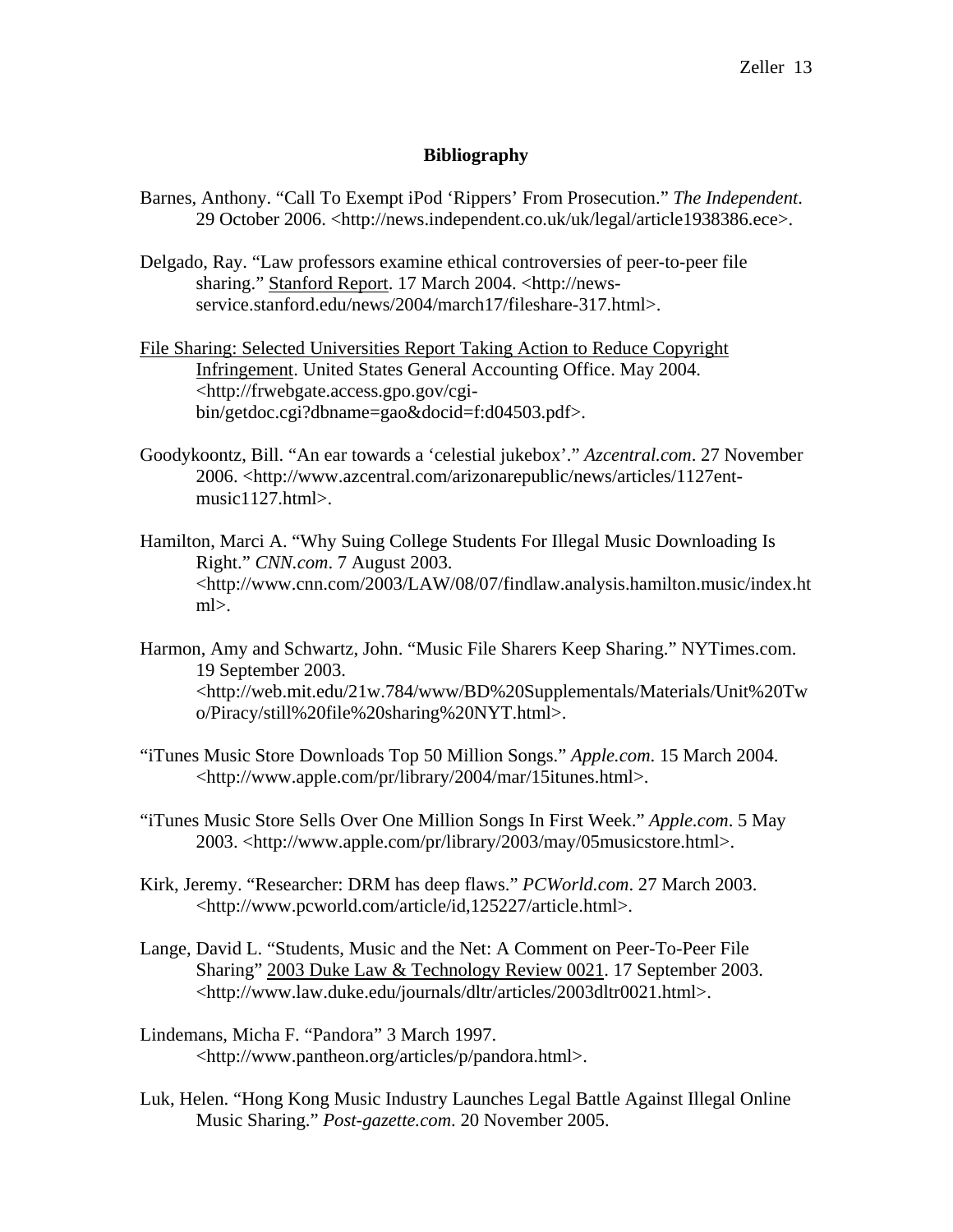**Bibliography**

Barnes, Anthony. "Call To Exempt iPod 'Rippers' From Prosecution." *The Independent*. 29 October 2006. <http://news.independent.co.uk/uk/legal/article1938386.ece>.

Delgado, Ray. "Law professors examine ethical controversies of peer-to-peer file sharing." Stanford Report. 17 March 2004. <http://news-service.stanford.edu/news/2004/march17/fileshare-317.html>.

File Sharing: Selected Universities Report Taking Action to Reduce Copyright Infringement. United States General Accounting Office. May 2004. <http://frwebgate.access.gpo.gov/cgi-bin/getdoc.cgi?dbname=gao&docid=f:d04503.pdf>.

Goodykoontz, Bill. "An ear towards a 'celestial jukebox'." *Azcentral.com*. 27 November 2006. <http://www.azcentral.com/arizonarepublic/news/articles/1127ent-music1127.html>.

Hamilton, Marci A. "Why Suing College Students For Illegal Music Downloading Is Right." *CNN.com*. 7 August 2003. <http://www.cnn.com/2003/LAW/08/07/findlaw.analysis.hamilton.music/index.html>.

Harmon, Amy and Schwartz, John. "Music File Sharers Keep Sharing." NYTimes.com. 19 September 2003. <http://web.mit.edu/21w.784/www/BD%20Supplementals/Materials/Unit%20Two/Piracy/still%20file%20sharing%20NYT.html>.

"iTunes Music Store Downloads Top 50 Million Songs." *Apple.com*. 15 March 2004. <http://www.apple.com/pr/library/2004/mar/15itunes.html>.

"iTunes Music Store Sells Over One Million Songs In First Week." *Apple.com*. 5 May 2003. <http://www.apple.com/pr/library/2003/may/05musicstore.html>.

Kirk, Jeremy. "Researcher: DRM has deep flaws." *PCWorld.com*. 27 March 2003. <http://www.pcworld.com/article/id,125227/article.html>.

Lange, David L. "Students, Music and the Net: A Comment on Peer-To-Peer File Sharing" 2003 Duke Law & Technology Review 0021. 17 September 2003. <http://www.law.duke.edu/journals/dltr/articles/2003dltr0021.html>.

Lindemans, Micha F. "Pandora" 3 March 1997. <http://www.pantheon.org/articles/p/pandora.html>.

Luk, Helen. "Hong Kong Music Industry Launches Legal Battle Against Illegal Online Music Sharing." *Post-gazette.com*. 20 November 2005.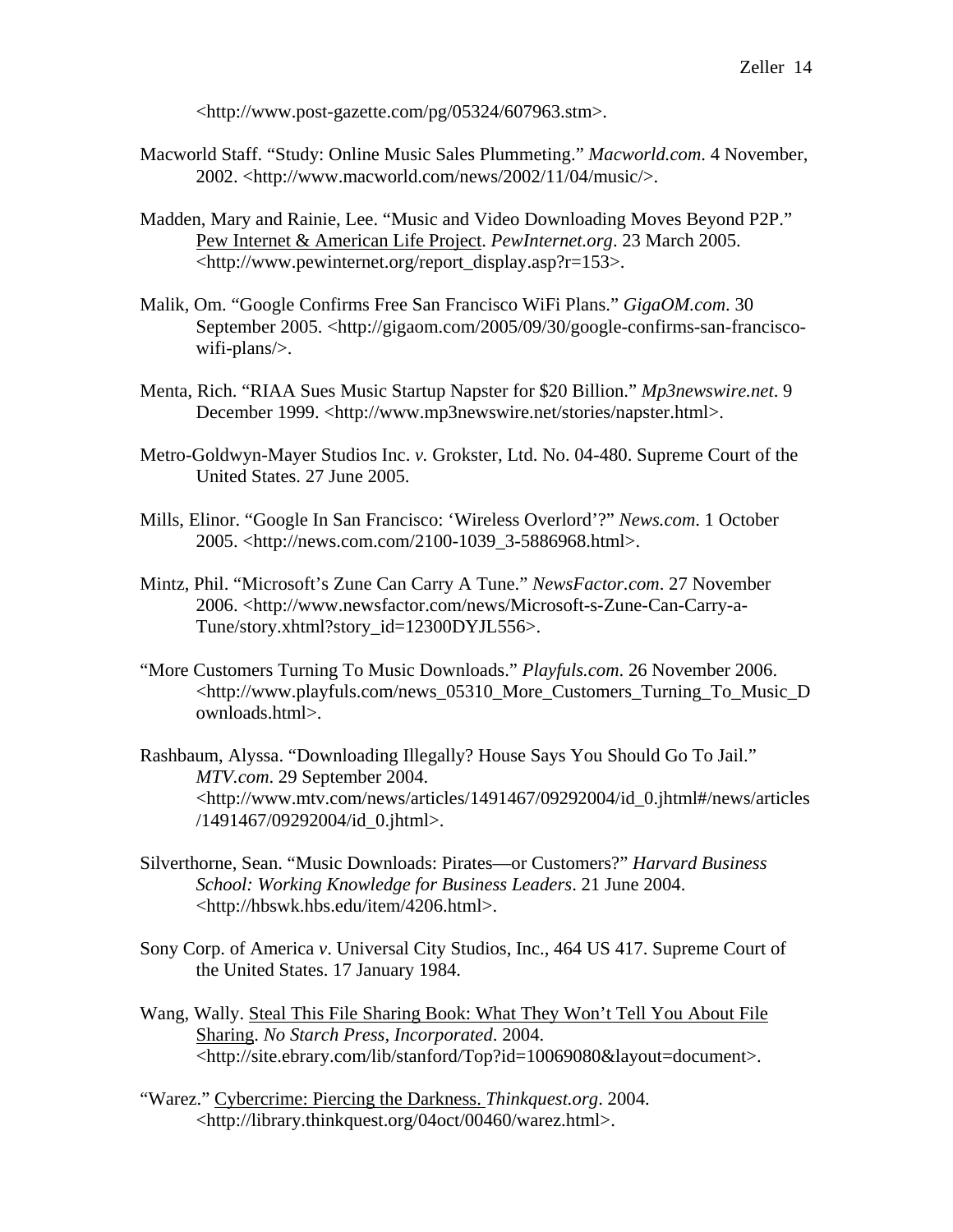<http://www.post-gazette.com/pg/05324/607963.stm>.

Macworld Staff. “Study: Online Music Sales Plummeting.” *Macworld.com*. 4 November, 2002. <http://www.macworld.com/news/2002/11/04/music/>.

Madden, Mary and Rainie, Lee. “Music and Video Downloading Moves Beyond P2P.” Pew Internet & American Life Project. *PewInternet.org*. 23 March 2005. <http://www.pewinternet.org/report_display.asp?r=153>.

Malik, Om. “Google Confirms Free San Francisco WiFi Plans.” *GigaOM.com*. 30 September 2005. <http://gigaom.com/2005/09/30/google-confirms-san-francisco-wifi-plans/>.

Menta, Rich. “RIAA Sues Music Startup Napster for $20 Billion.” *Mp3newswire.net*. 9 December 1999. <http://www.mp3newswire.net/stories/napster.html>.

Metro-Goldwyn-Mayer Studios Inc. *v.* Grokster, Ltd. No. 04-480. Supreme Court of the United States. 27 June 2005.

Mills, Elinor. “Google In San Francisco: ‘Wireless Overlord’?” *News.com*. 1 October 2005. <http://news.com.com/2100-1039_3-5886968.html>.

Mintz, Phil. “Microsoft’s Zune Can Carry A Tune.” *NewsFactor.com*. 27 November 2006. <http://www.newsfactor.com/news/Microsoft-s-Zune-Can-Carry-a-Tune/story.xhtml?story_id=12300DYJL556>.

“More Customers Turning To Music Downloads.” *Playfuls.com*. 26 November 2006. <http://www.playfuls.com/news_05310_More_Customers_Turning_To_Music_Downloads.html>.

Rashbaum, Alyssa. “Downloading Illegally? House Says You Should Go To Jail.” *MTV.com*. 29 September 2004. <http://www.mtv.com/news/articles/1491467/09292004/id_0.jhtml#/news/articles/1491467/09292004/id_0.jhtml>.

Silverthorne, Sean. “Music Downloads: Pirates—or Customers?” *Harvard Business School: Working Knowledge for Business Leaders*. 21 June 2004. <http://hbswk.hbs.edu/item/4206.html>.

Sony Corp. of America *v*. Universal City Studios, Inc., 464 US 417. Supreme Court of the United States. 17 January 1984.

Wang, Wally. Steal This File Sharing Book: What They Won’t Tell You About File Sharing. *No Starch Press, Incorporated*. 2004. <http://site.ebrary.com/lib/stanford/Top?id=10069080&layout=document>.

“Warez.” Cybercrime: Piercing the Darkness. *Thinkquest.org*. 2004. <http://library.thinkquest.org/04oct/00460/warez.html>.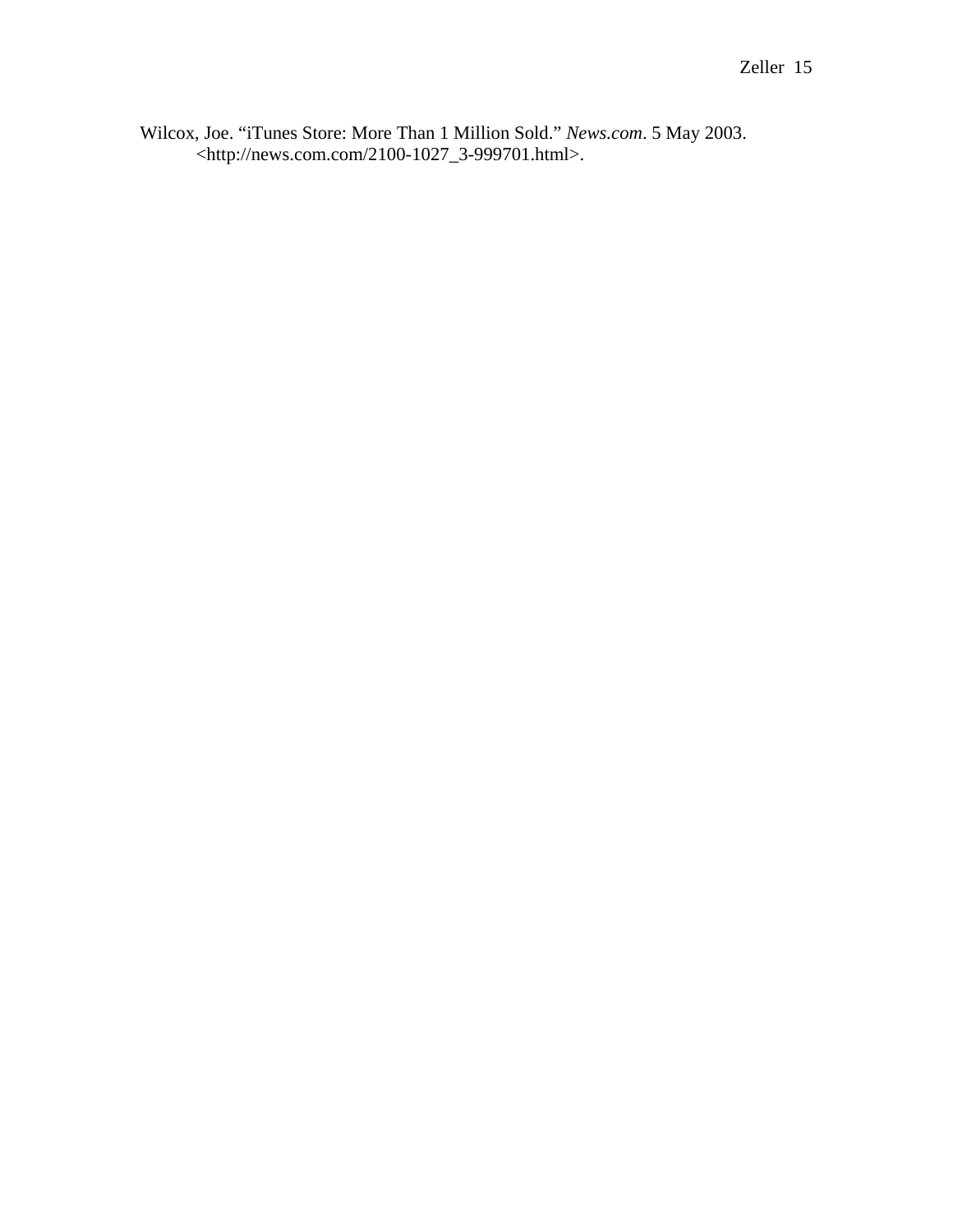Wilcox, Joe. "iTunes Store: More Than 1 Million Sold." *News.com*. 5 May 2003. <http://news.com.com/2100-1027_3-999701.html>.